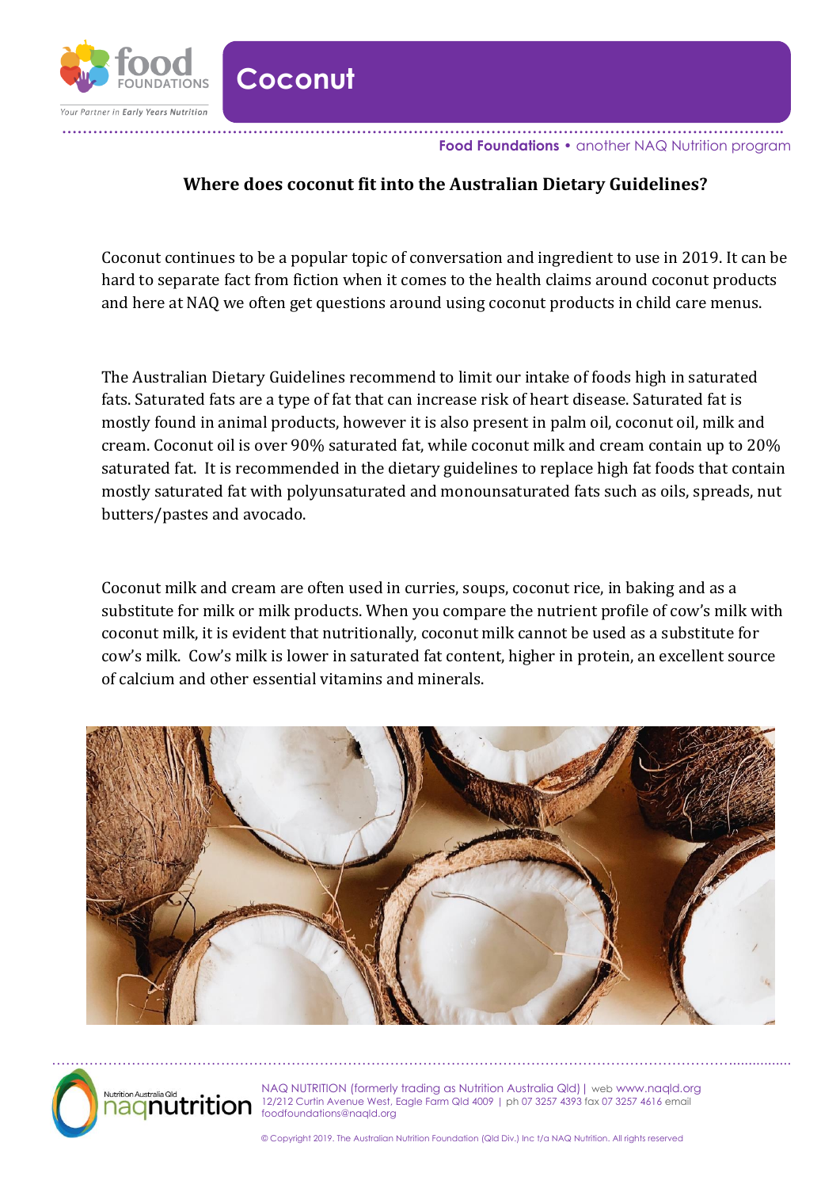# Coconut

Food Foundations • another NAQ Nutrition program

## Where does coconut fit into the Australian Dietary Guidelines?

Coconut continues to be a popular topic of conversation and ingredient to use in 2019. It can be hard to separate fact from fiction when it comes to the health claims around coconut products and here at NAQ we often get questions around using coconut products in child care menus.

The Australian Dietary Guidelines recommend to limit our intake of foods high in saturated fats. Saturated fats are a type of fat that can increase risk of heart disease. Saturated fat is mostly found in animal products, however it is also present in palm oil, coconut oil, milk and cream. Coconut oil is over 90% saturated fat, while coconut milk and cream contain up to 20% saturated fat. It is recommended in the dietary guidelines to replace high fat foods that contain mostly saturated fat with polyunsaturated and monounsaturated fats such as oils, spreads, nut butters/pastes and avocado.

Coconut milk and cream are often used in curries, soups, coconut rice, in baking and as a substitute for milk or milk products. When you compare the nutrient profile of cow's milk with coconut milk, it is evident that nutritionally, coconut milk cannot be used as a substitute for cow's milk. Cow's milk is lower in saturated fat content, higher in protein, an excellent source of calcium and other essential vitamins and minerals.

NAQ NUTRITION (formerly trading as Nutrition Australia Qld) | web www.naqld.org
12/212 Curtin Avenue West, Eagle Farm Qld 4009 | ph 07 3257 4393 fax 07 3257 4616 email foodfoundations@naqld.org

© Copyright 2019. The Australian Nutrition Foundation (Qld Div.) Inc t/a NAQ Nutrition. All rights reserved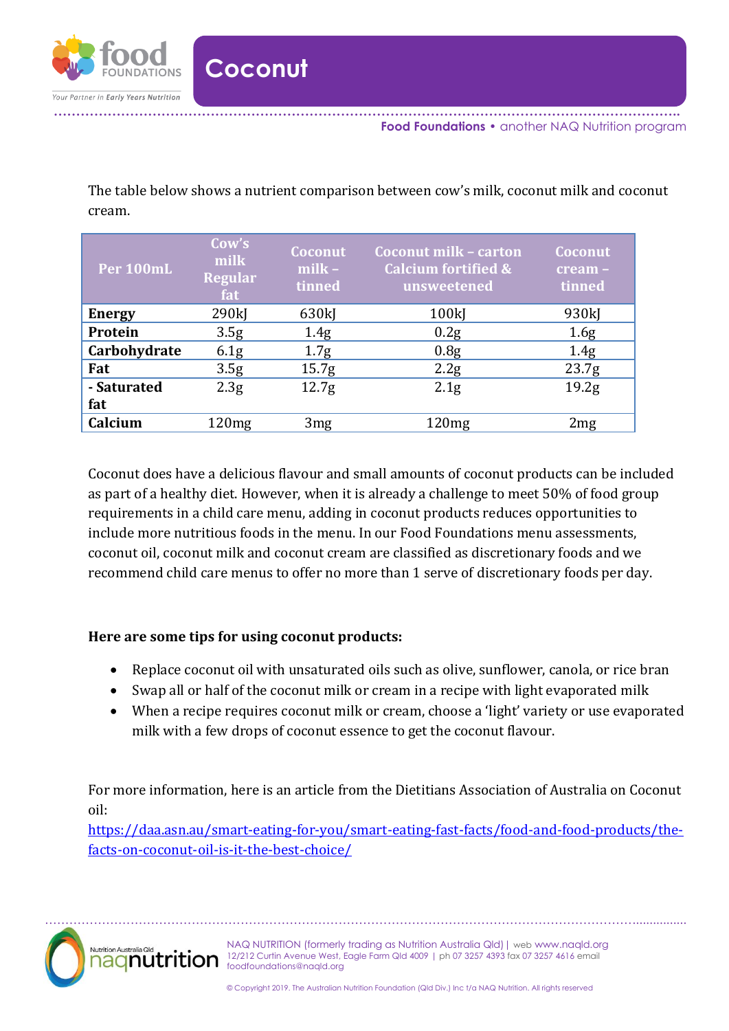# Coconut

The table below shows a nutrient comparison between cow's milk, coconut milk and coconut cream.

| Per 100mL | Cow's milk Regular fat | Coconut milk – tinned | Coconut milk – carton Calcium fortified & unsweetened | Coconut cream – tinned |
|---|---|---|---|---|
| **Energy** | 290kJ | 630kJ | 100kJ | 930kJ |
| **Protein** | 3.5g | 1.4g | 0.2g | 1.6g |
| **Carbohydrate** | 6.1g | 1.7g | 0.8g | 1.4g |
| **Fat** | 3.5g | 15.7g | 2.2g | 23.7g |
| **- Saturated fat** | 2.3g | 12.7g | 2.1g | 19.2g |
| **Calcium** | 120mg | 3mg | 120mg | 2mg |

Coconut does have a delicious flavour and small amounts of coconut products can be included as part of a healthy diet. However, when it is already a challenge to meet 50% of food group requirements in a child care menu, adding in coconut products reduces opportunities to include more nutritious foods in the menu. In our Food Foundations menu assessments, coconut oil, coconut milk and coconut cream are classified as discretionary foods and we recommend child care menus to offer no more than 1 serve of discretionary foods per day.

**Here are some tips for using coconut products:**

- Replace coconut oil with unsaturated oils such as olive, sunflower, canola, or rice bran
- Swap all or half of the coconut milk or cream in a recipe with light evaporated milk
- When a recipe requires coconut milk or cream, choose a 'light' variety or use evaporated milk with a few drops of coconut essence to get the coconut flavour.

For more information, here is an article from the Dietitians Association of Australia on Coconut oil:
https://daa.asn.au/smart-eating-for-you/smart-eating-fast-facts/food-and-food-products/the-facts-on-coconut-oil-is-it-the-best-choice/